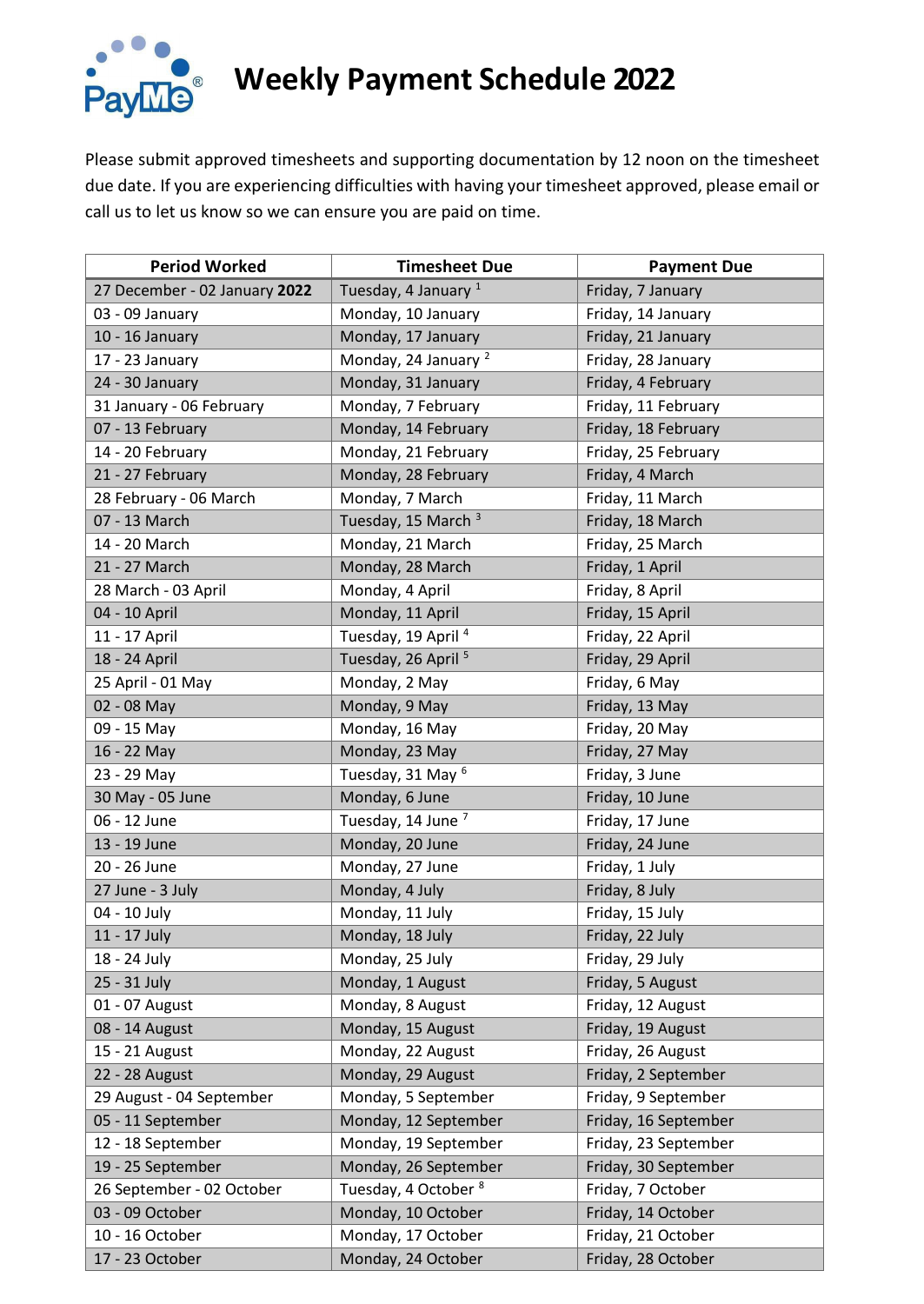# Weekly Payment Schedule 2022

Please submit approved timesheets and supporting documentation by 12 noon on the timesheet due date. If you are experiencing difficulties with having your timesheet approved, please email or call us to let us know so we can ensure you are paid on time.

| Period Worked | Timesheet Due | Payment Due |
|---|---|---|
| 27 December - 02 January **2022** | Tuesday, 4 January [1] | Friday, 7 January |
| 03 - 09 January | Monday, 10 January | Friday, 14 January |
| 10 - 16 January | Monday, 17 January | Friday, 21 January |
| 17 - 23 January | Monday, 24 January [2] | Friday, 28 January |
| 24 - 30 January | Monday, 31 January | Friday, 4 February |
| 31 January - 06 February | Monday, 7 February | Friday, 11 February |
| 07 - 13 February | Monday, 14 February | Friday, 18 February |
| 14 - 20 February | Monday, 21 February | Friday, 25 February |
| 21 - 27 February | Monday, 28 February | Friday, 4 March |
| 28 February - 06 March | Monday, 7 March | Friday, 11 March |
| 07 - 13 March | Tuesday, 15 March [3] | Friday, 18 March |
| 14 - 20 March | Monday, 21 March | Friday, 25 March |
| 21 - 27 March | Monday, 28 March | Friday, 1 April |
| 28 March - 03 April | Monday, 4 April | Friday, 8 April |
| 04 - 10 April | Monday, 11 April | Friday, 15 April |
| 11 - 17 April | Tuesday, 19 April [4] | Friday, 22 April |
| 18 - 24 April | Tuesday, 26 April [5] | Friday, 29 April |
| 25 April - 01 May | Monday, 2 May | Friday, 6 May |
| 02 - 08 May | Monday, 9 May | Friday, 13 May |
| 09 - 15 May | Monday, 16 May | Friday, 20 May |
| 16 - 22 May | Monday, 23 May | Friday, 27 May |
| 23 - 29 May | Tuesday, 31 May [6] | Friday, 3 June |
| 30 May - 05 June | Monday, 6 June | Friday, 10 June |
| 06 - 12 June | Tuesday, 14 June [7] | Friday, 17 June |
| 13 - 19 June | Monday, 20 June | Friday, 24 June |
| 20 - 26 June | Monday, 27 June | Friday, 1 July |
| 27 June - 3 July | Monday, 4 July | Friday, 8 July |
| 04 - 10 July | Monday, 11 July | Friday, 15 July |
| 11 - 17 July | Monday, 18 July | Friday, 22 July |
| 18 - 24 July | Monday, 25 July | Friday, 29 July |
| 25 - 31 July | Monday, 1 August | Friday, 5 August |
| 01 - 07 August | Monday, 8 August | Friday, 12 August |
| 08 - 14 August | Monday, 15 August | Friday, 19 August |
| 15 - 21 August | Monday, 22 August | Friday, 26 August |
| 22 - 28 August | Monday, 29 August | Friday, 2 September |
| 29 August - 04 September | Monday, 5 September | Friday, 9 September |
| 05 - 11 September | Monday, 12 September | Friday, 16 September |
| 12 - 18 September | Monday, 19 September | Friday, 23 September |
| 19 - 25 September | Monday, 26 September | Friday, 30 September |
| 26 September - 02 October | Tuesday, 4 October [8] | Friday, 7 October |
| 03 - 09 October | Monday, 10 October | Friday, 14 October |
| 10 - 16 October | Monday, 17 October | Friday, 21 October |
| 17 - 23 October | Monday, 24 October | Friday, 28 October |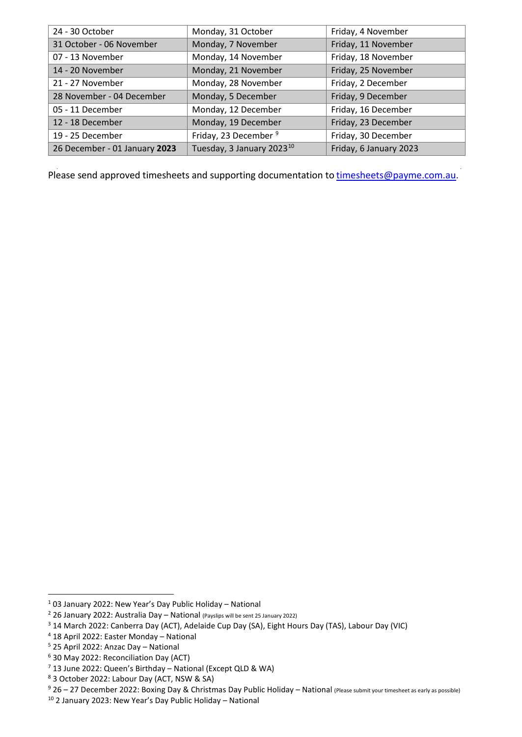| | | |
|---|---|---|
| 24 - 30 October | Monday, 31 October | Friday, 4 November |
| 31 October - 06 November | Monday, 7 November | Friday, 11 November |
| 07 - 13 November | Monday, 14 November | Friday, 18 November |
| 14 - 20 November | Monday, 21 November | Friday, 25 November |
| 21 - 27 November | Monday, 28 November | Friday, 2 December |
| 28 November - 04 December | Monday, 5 December | Friday, 9 December |
| 05 - 11 December | Monday, 12 December | Friday, 16 December |
| 12 - 18 December | Monday, 19 December | Friday, 23 December |
| 19 - 25 December | Friday, 23 December [9] | Friday, 30 December |
| 26 December - 01 January **2023** | Tuesday, 3 January 2023[10] | Friday, 6 January 2023 |

Please send approved timesheets and supporting documentation to timesheets@payme.com.au.

[1] 03 January 2022: New Year's Day Public Holiday – National
[2] 26 January 2022: Australia Day – National (Payslips will be sent 25 January 2022)
[3] 14 March 2022: Canberra Day (ACT), Adelaide Cup Day (SA), Eight Hours Day (TAS), Labour Day (VIC)
[4] 18 April 2022: Easter Monday – National
[5] 25 April 2022: Anzac Day – National
[6] 30 May 2022: Reconciliation Day (ACT)
[7] 13 June 2022: Queen's Birthday – National (Except QLD & WA)
[8] 3 October 2022: Labour Day (ACT, NSW & SA)
[9] 26 – 27 December 2022: Boxing Day & Christmas Day Public Holiday – National (Please submit your timesheet as early as possible)
[10] 2 January 2023: New Year's Day Public Holiday – National